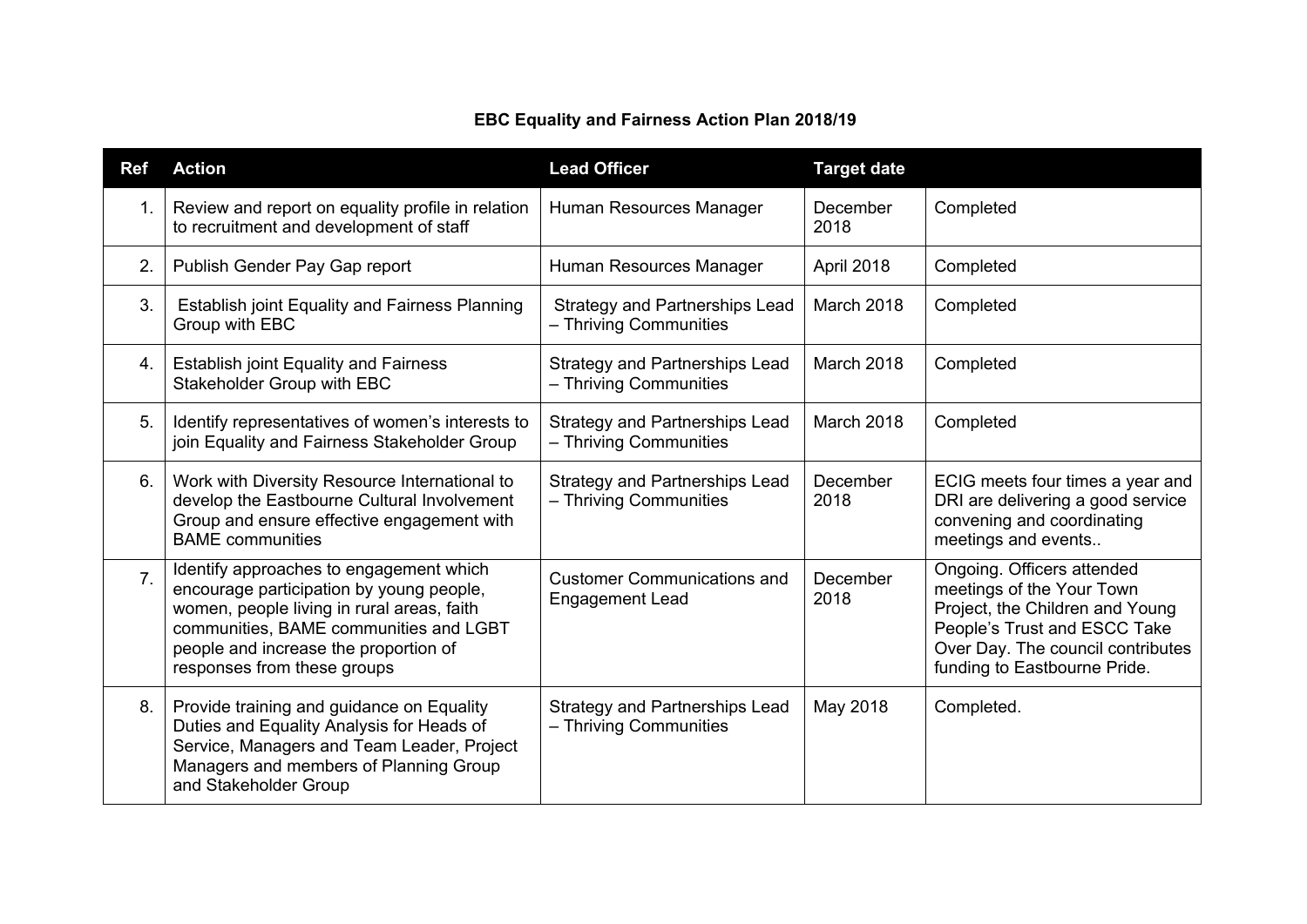**EBC Equality and Fairness Action Plan 2018/19**

| Ref | Action | Lead Officer | Target date | |
|---|---|---|---|---|
| 1. | Review and report on equality profile in relation to recruitment and development of staff | Human Resources Manager | December 2018 | Completed |
| 2. | Publish Gender Pay Gap report | Human Resources Manager | April 2018 | Completed |
| 3. | Establish joint Equality and Fairness Planning Group with EBC | Strategy and Partnerships Lead – Thriving Communities | March 2018 | Completed |
| 4. | Establish joint Equality and Fairness Stakeholder Group with EBC | Strategy and Partnerships Lead – Thriving Communities | March 2018 | Completed |
| 5. | Identify representatives of women's interests to join Equality and Fairness Stakeholder Group | Strategy and Partnerships Lead – Thriving Communities | March 2018 | Completed |
| 6. | Work with Diversity Resource International to develop the Eastbourne Cultural Involvement Group and ensure effective engagement with BAME communities | Strategy and Partnerships Lead – Thriving Communities | December 2018 | ECIG meets four times a year and DRI are delivering a good service convening and coordinating meetings and events.. |
| 7. | Identify approaches to engagement which encourage participation by young people, women, people living in rural areas, faith communities, BAME communities and LGBT people and increase the proportion of responses from these groups | Customer Communications and Engagement Lead | December 2018 | Ongoing. Officers attended meetings of the Your Town Project, the Children and Young People's Trust and ESCC Take Over Day. The council contributes funding to Eastbourne Pride. |
| 8. | Provide training and guidance on Equality Duties and Equality Analysis for Heads of Service, Managers and Team Leader, Project Managers and members of Planning Group and Stakeholder Group | Strategy and Partnerships Lead – Thriving Communities | May 2018 | Completed. |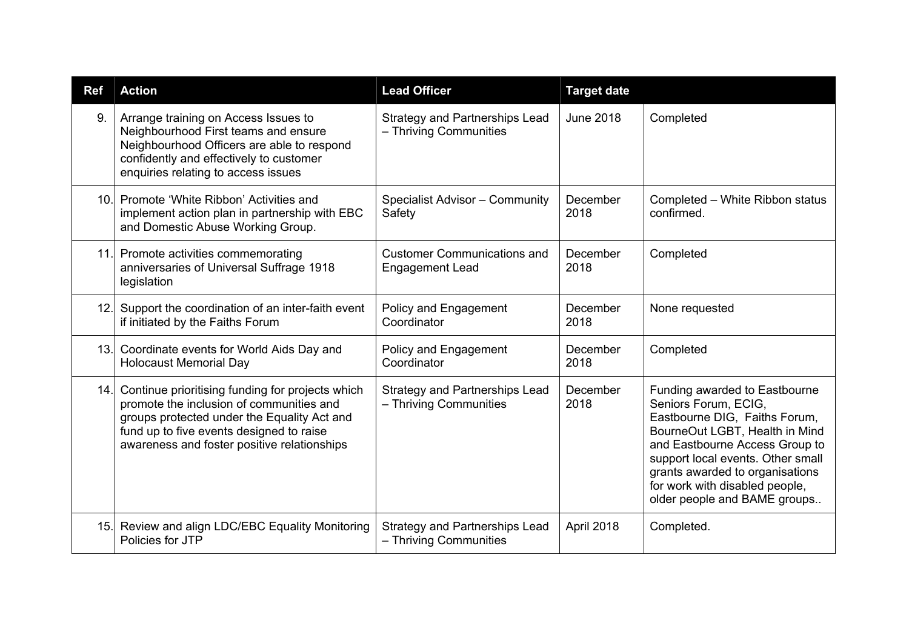| Ref | Action | Lead Officer | Target date | |
|---|---|---|---|---|
| 9. | Arrange training on Access Issues to Neighbourhood First teams and ensure Neighbourhood Officers are able to respond confidently and effectively to customer enquiries relating to access issues | Strategy and Partnerships Lead – Thriving Communities | June 2018 | Completed |
| 10. | Promote 'White Ribbon' Activities and implement action plan in partnership with EBC and Domestic Abuse Working Group. | Specialist Advisor – Community Safety | December 2018 | Completed – White Ribbon status confirmed. |
| 11. | Promote activities commemorating anniversaries of Universal Suffrage 1918 legislation | Customer Communications and Engagement Lead | December 2018 | Completed |
| 12. | Support the coordination of an inter-faith event if initiated by the Faiths Forum | Policy and Engagement Coordinator | December 2018 | None requested |
| 13. | Coordinate events for World Aids Day and Holocaust Memorial Day | Policy and Engagement Coordinator | December 2018 | Completed |
| 14. | Continue prioritising funding for projects which promote the inclusion of communities and groups protected under the Equality Act and fund up to five events designed to raise awareness and foster positive relationships | Strategy and Partnerships Lead – Thriving Communities | December 2018 | Funding awarded to Eastbourne Seniors Forum, ECIG, Eastbourne DIG, Faiths Forum, BourneOut LGBT, Health in Mind and Eastbourne Access Group to support local events. Other small grants awarded to organisations for work with disabled people, older people and BAME groups.. |
| 15. | Review and align LDC/EBC Equality Monitoring Policies for JTP | Strategy and Partnerships Lead – Thriving Communities | April 2018 | Completed. |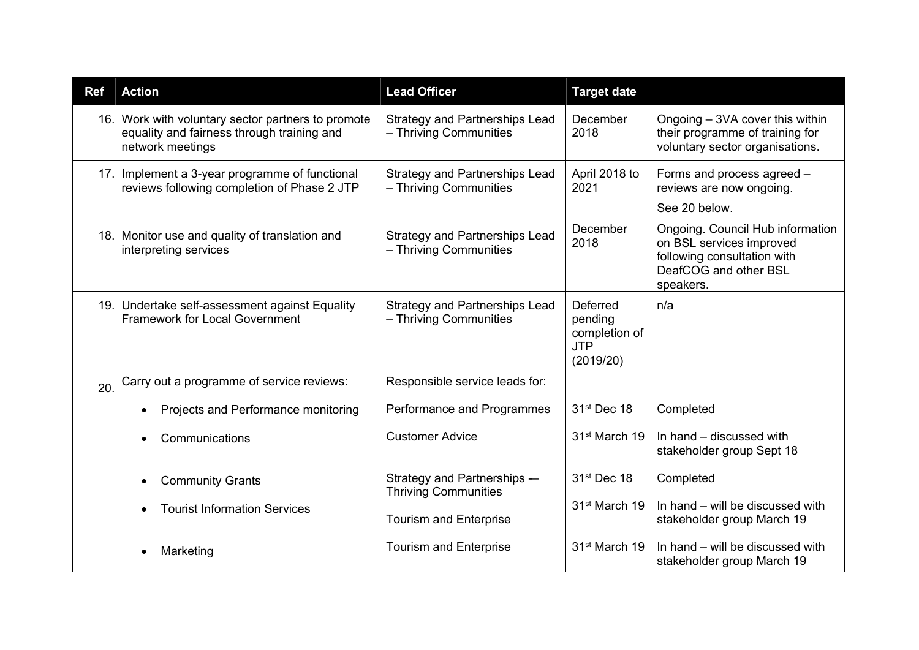| Ref | Action | Lead Officer | Target date | |
|---|---|---|---|---|
| 16. | Work with voluntary sector partners to promote equality and fairness through training and network meetings | Strategy and Partnerships Lead – Thriving Communities | December 2018 | Ongoing – 3VA cover this within their programme of training for voluntary sector organisations. |
| 17. | Implement a 3-year programme of functional reviews following completion of Phase 2 JTP | Strategy and Partnerships Lead – Thriving Communities | April 2018 to 2021 | Forms and process agreed – reviews are now ongoing.<br>See 20 below. |
| 18. | Monitor use and quality of translation and interpreting services | Strategy and Partnerships Lead – Thriving Communities | December 2018 | Ongoing. Council Hub information on BSL services improved following consultation with DeafCOG and other BSL speakers. |
| 19. | Undertake self-assessment against Equality Framework for Local Government | Strategy and Partnerships Lead – Thriving Communities | Deferred pending completion of JTP (2019/20) | n/a |
| 20. | Carry out a programme of service reviews: | Responsible service leads for: | | |
| | • Projects and Performance monitoring | Performance and Programmes | 31st Dec 18 | Completed |
| | • Communications | Customer Advice | 31st March 19 | In hand – discussed with stakeholder group Sept 18 |
| | • Community Grants | Strategy and Partnerships -– Thriving Communities | 31st Dec 18 | Completed |
| | • Tourist Information Services | Tourism and Enterprise | 31st March 19 | In hand – will be discussed with stakeholder group March 19 |
| | • Marketing | Tourism and Enterprise | 31st March 19 | In hand – will be discussed with stakeholder group March 19 |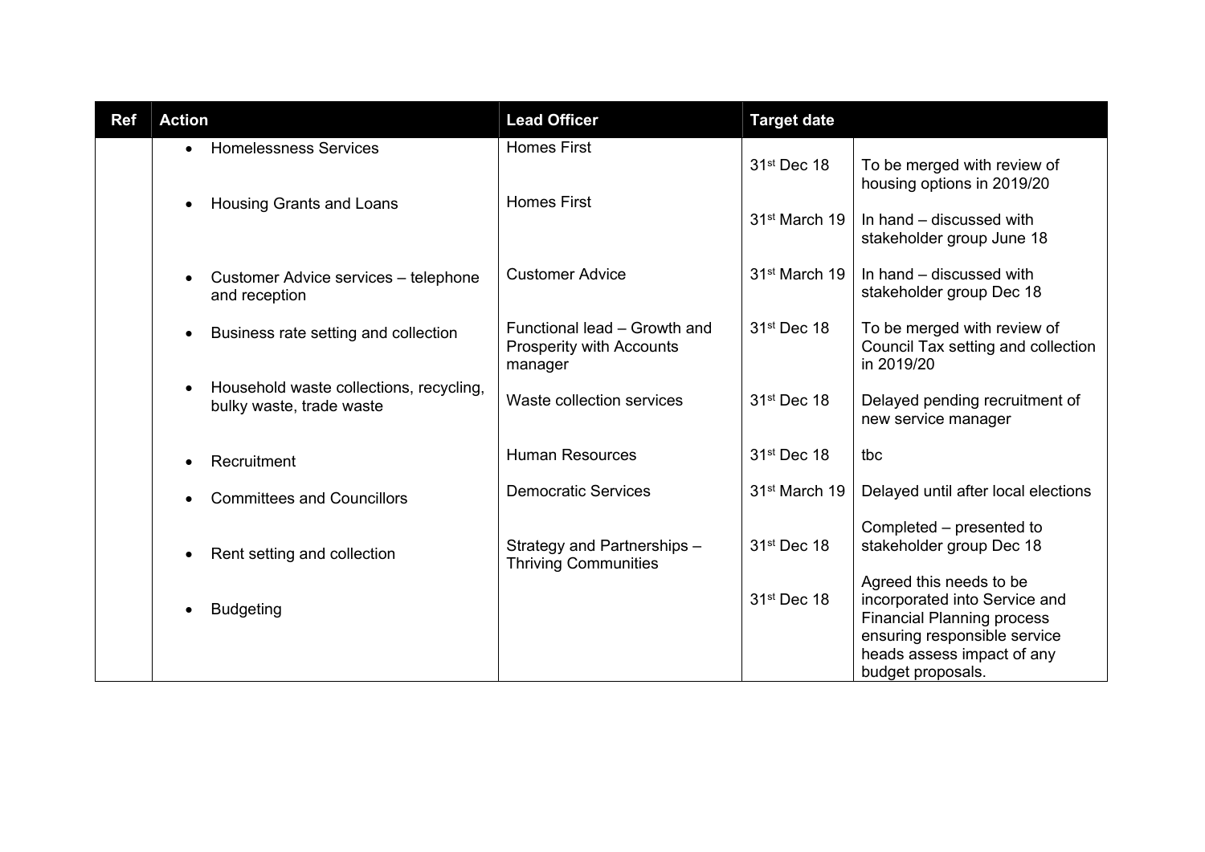| Ref | Action | Lead Officer | Target date | |
|---|---|---|---|---|
| | • Homelessness Services | Homes First | 31st Dec 18 | To be merged with review of housing options in 2019/20 |
| | • Housing Grants and Loans | Homes First | 31st March 19 | In hand – discussed with stakeholder group June 18 |
| | • Customer Advice services – telephone and reception | Customer Advice | 31st March 19 | In hand – discussed with stakeholder group Dec 18 |
| | • Business rate setting and collection | Functional lead – Growth and Prosperity with Accounts manager | 31st Dec 18 | To be merged with review of Council Tax setting and collection in 2019/20 |
| | • Household waste collections, recycling, bulky waste, trade waste | Waste collection services | 31st Dec 18 | Delayed pending recruitment of new service manager |
| | • Recruitment | Human Resources | 31st Dec 18 | tbc |
| | • Committees and Councillors | Democratic Services | 31st March 19 | Delayed until after local elections |
| | • Rent setting and collection | Strategy and Partnerships – Thriving Communities | 31st Dec 18 | Completed – presented to stakeholder group Dec 18 |
| | • Budgeting | | 31st Dec 18 | Agreed this needs to be incorporated into Service and Financial Planning process ensuring responsible service heads assess impact of any budget proposals. |